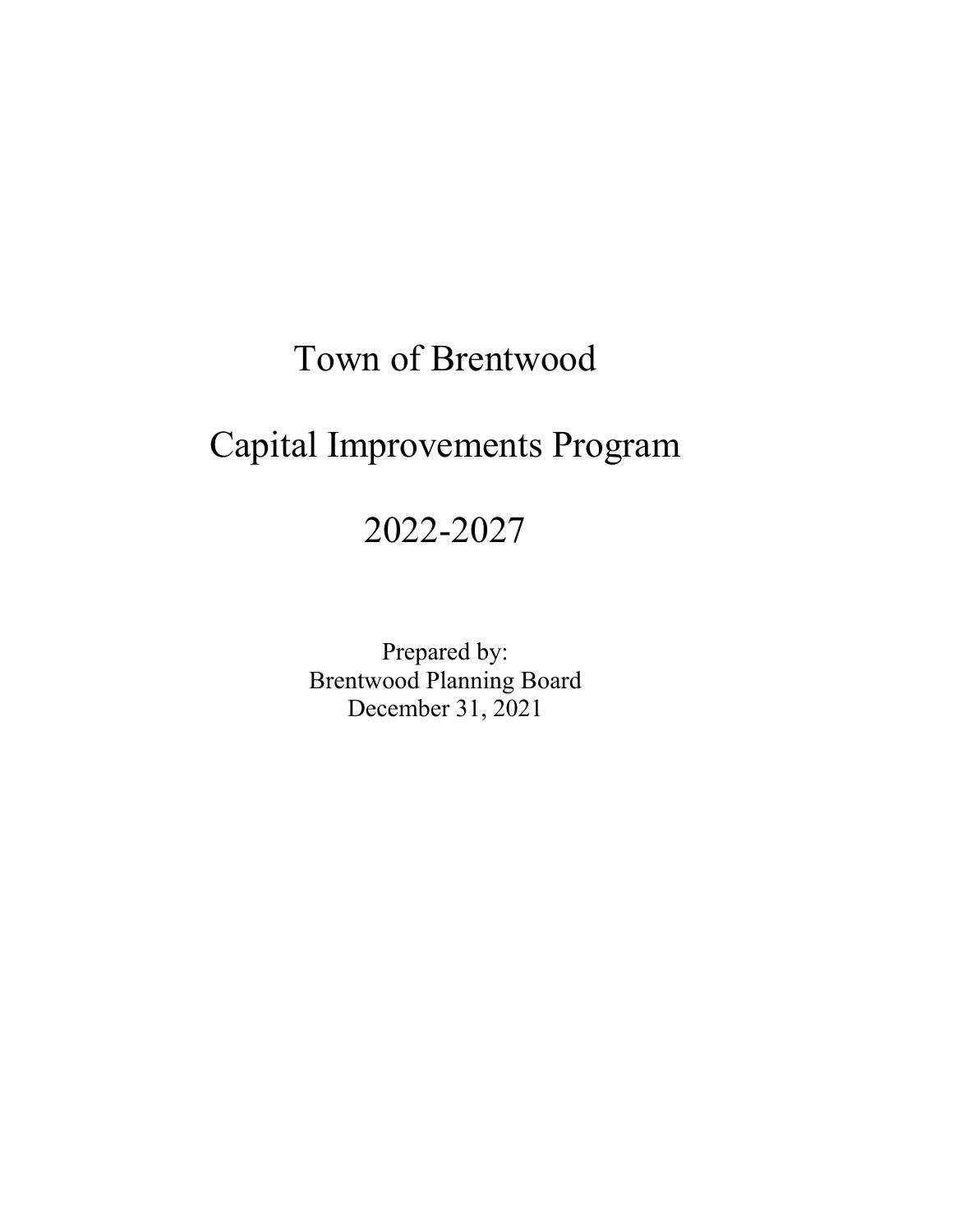# Town of Brentwood

# Capital Improvements Program

# 2022-2027

Prepared by:
Brentwood Planning Board
December 31, 2021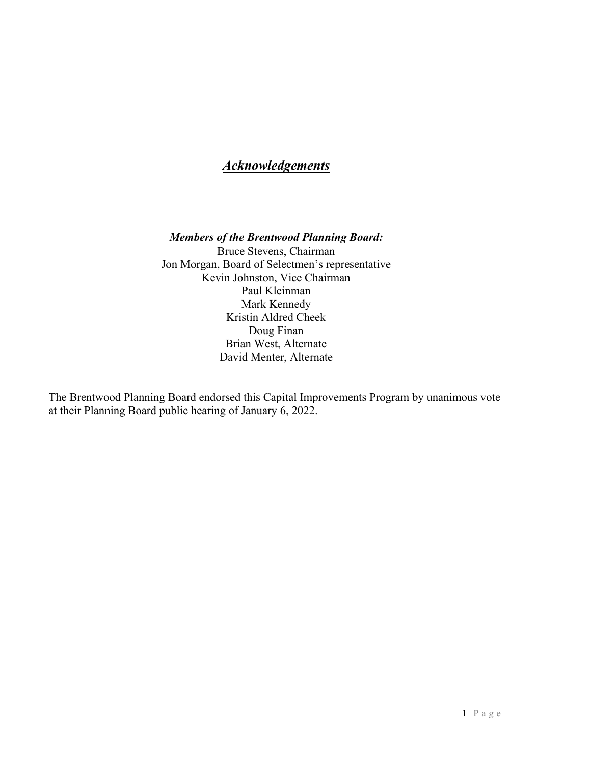# ***Acknowledgements***

***Members of the Brentwood Planning Board:***

Bruce Stevens, Chairman
Jon Morgan, Board of Selectmen's representative
Kevin Johnston, Vice Chairman
Paul Kleinman
Mark Kennedy
Kristin Aldred Cheek
Doug Finan
Brian West, Alternate
David Menter, Alternate

The Brentwood Planning Board endorsed this Capital Improvements Program by unanimous vote at their Planning Board public hearing of January 6, 2022.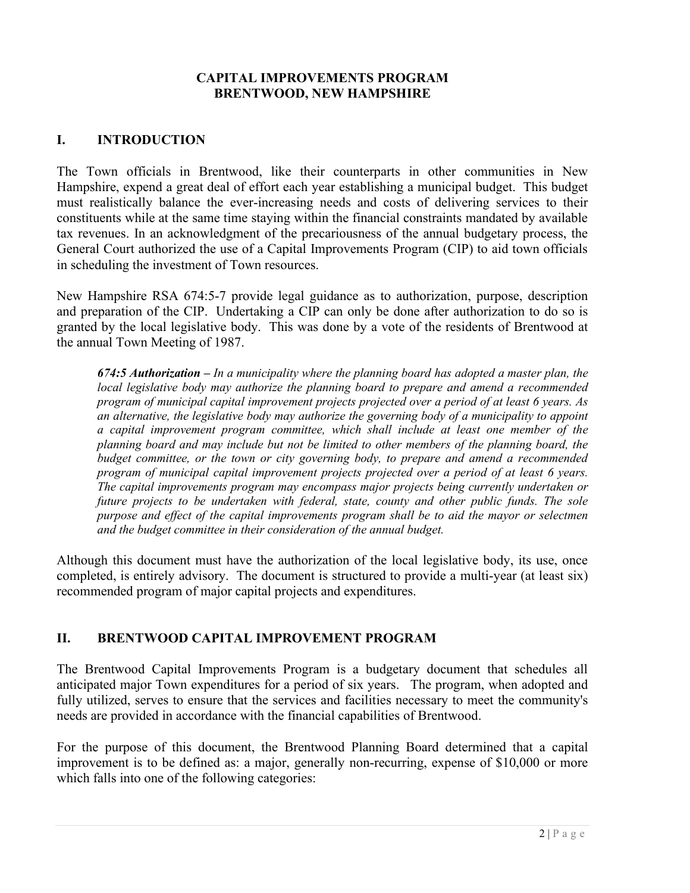# CAPITAL IMPROVEMENTS PROGRAM
# BRENTWOOD, NEW HAMPSHIRE

## I. INTRODUCTION

The Town officials in Brentwood, like their counterparts in other communities in New Hampshire, expend a great deal of effort each year establishing a municipal budget. This budget must realistically balance the ever-increasing needs and costs of delivering services to their constituents while at the same time staying within the financial constraints mandated by available tax revenues. In an acknowledgment of the precariousness of the annual budgetary process, the General Court authorized the use of a Capital Improvements Program (CIP) to aid town officials in scheduling the investment of Town resources.

New Hampshire RSA 674:5-7 provide legal guidance as to authorization, purpose, description and preparation of the CIP. Undertaking a CIP can only be done after authorization to do so is granted by the local legislative body. This was done by a vote of the residents of Brentwood at the annual Town Meeting of 1987.

> ***674:5 Authorization –*** *In a municipality where the planning board has adopted a master plan, the local legislative body may authorize the planning board to prepare and amend a recommended program of municipal capital improvement projects projected over a period of at least 6 years. As an alternative, the legislative body may authorize the governing body of a municipality to appoint a capital improvement program committee, which shall include at least one member of the planning board and may include but not be limited to other members of the planning board, the budget committee, or the town or city governing body, to prepare and amend a recommended program of municipal capital improvement projects projected over a period of at least 6 years. The capital improvements program may encompass major projects being currently undertaken or future projects to be undertaken with federal, state, county and other public funds. The sole purpose and effect of the capital improvements program shall be to aid the mayor or selectmen and the budget committee in their consideration of the annual budget.*

Although this document must have the authorization of the local legislative body, its use, once completed, is entirely advisory. The document is structured to provide a multi-year (at least six) recommended program of major capital projects and expenditures.

## II. BRENTWOOD CAPITAL IMPROVEMENT PROGRAM

The Brentwood Capital Improvements Program is a budgetary document that schedules all anticipated major Town expenditures for a period of six years. The program, when adopted and fully utilized, serves to ensure that the services and facilities necessary to meet the community's needs are provided in accordance with the financial capabilities of Brentwood.

For the purpose of this document, the Brentwood Planning Board determined that a capital improvement is to be defined as: a major, generally non-recurring, expense of $10,000 or more which falls into one of the following categories: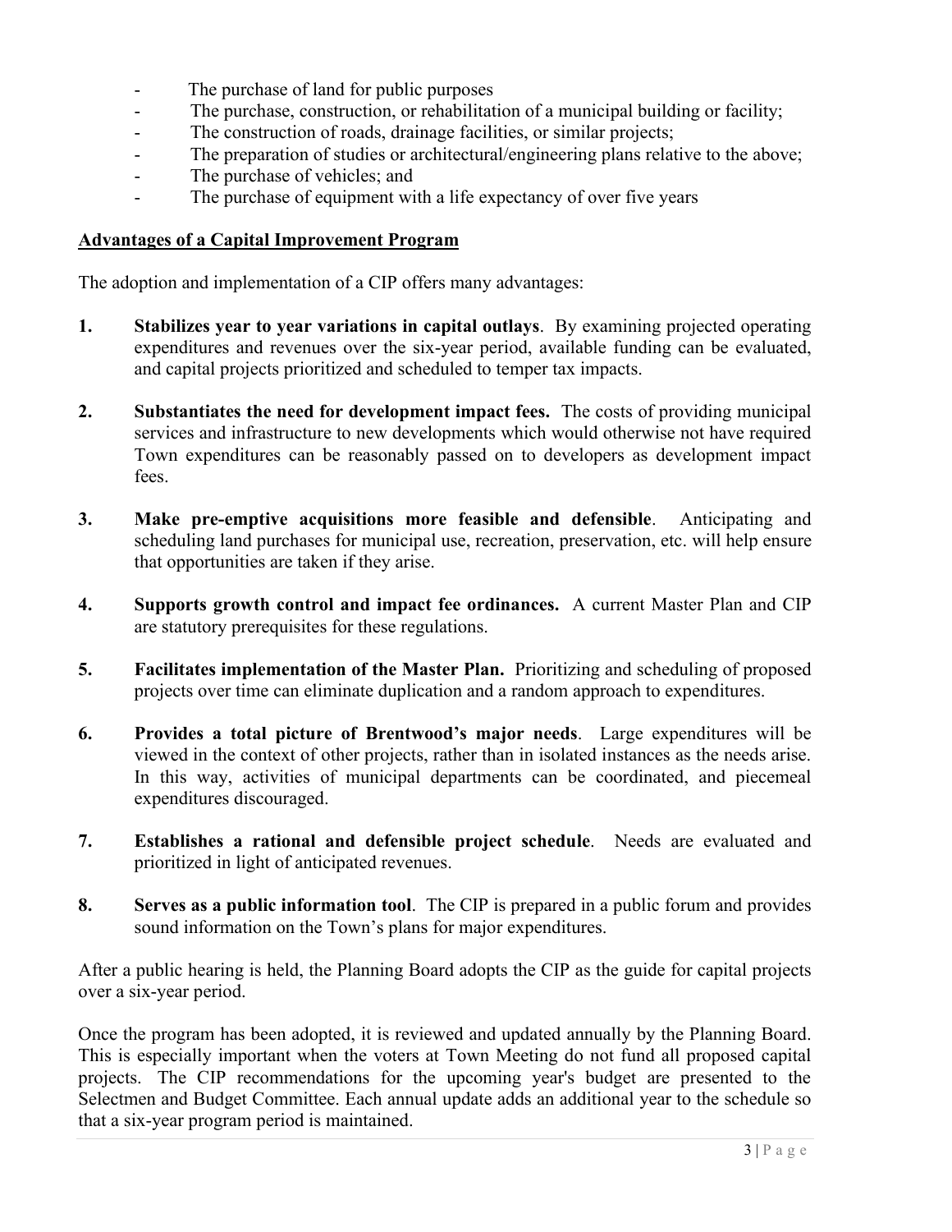- The purchase of land for public purposes
- The purchase, construction, or rehabilitation of a municipal building or facility;
- The construction of roads, drainage facilities, or similar projects;
- The preparation of studies or architectural/engineering plans relative to the above;
- The purchase of vehicles; and
- The purchase of equipment with a life expectancy of over five years

**Advantages of a Capital Improvement Program**

The adoption and implementation of a CIP offers many advantages:

1. **Stabilizes year to year variations in capital outlays**. By examining projected operating expenditures and revenues over the six-year period, available funding can be evaluated, and capital projects prioritized and scheduled to temper tax impacts.

2. **Substantiates the need for development impact fees.** The costs of providing municipal services and infrastructure to new developments which would otherwise not have required Town expenditures can be reasonably passed on to developers as development impact fees.

3. **Make pre-emptive acquisitions more feasible and defensible**. Anticipating and scheduling land purchases for municipal use, recreation, preservation, etc. will help ensure that opportunities are taken if they arise.

4. **Supports growth control and impact fee ordinances.** A current Master Plan and CIP are statutory prerequisites for these regulations.

5. **Facilitates implementation of the Master Plan.** Prioritizing and scheduling of proposed projects over time can eliminate duplication and a random approach to expenditures.

6. **Provides a total picture of Brentwood's major needs**. Large expenditures will be viewed in the context of other projects, rather than in isolated instances as the needs arise. In this way, activities of municipal departments can be coordinated, and piecemeal expenditures discouraged.

7. **Establishes a rational and defensible project schedule**. Needs are evaluated and prioritized in light of anticipated revenues.

8. **Serves as a public information tool**. The CIP is prepared in a public forum and provides sound information on the Town's plans for major expenditures.

After a public hearing is held, the Planning Board adopts the CIP as the guide for capital projects over a six-year period.

Once the program has been adopted, it is reviewed and updated annually by the Planning Board. This is especially important when the voters at Town Meeting do not fund all proposed capital projects. The CIP recommendations for the upcoming year's budget are presented to the Selectmen and Budget Committee. Each annual update adds an additional year to the schedule so that a six-year program period is maintained.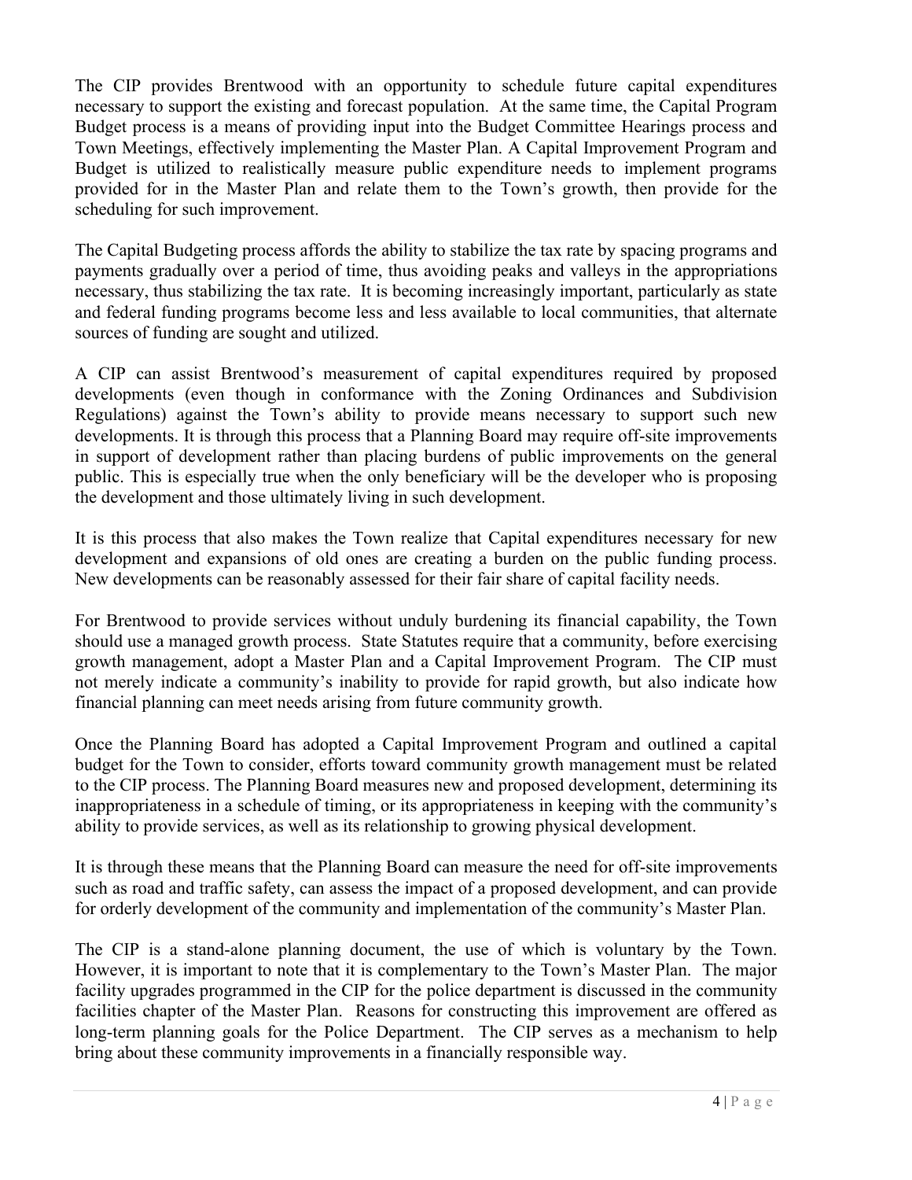The CIP provides Brentwood with an opportunity to schedule future capital expenditures necessary to support the existing and forecast population. At the same time, the Capital Program Budget process is a means of providing input into the Budget Committee Hearings process and Town Meetings, effectively implementing the Master Plan. A Capital Improvement Program and Budget is utilized to realistically measure public expenditure needs to implement programs provided for in the Master Plan and relate them to the Town's growth, then provide for the scheduling for such improvement.

The Capital Budgeting process affords the ability to stabilize the tax rate by spacing programs and payments gradually over a period of time, thus avoiding peaks and valleys in the appropriations necessary, thus stabilizing the tax rate. It is becoming increasingly important, particularly as state and federal funding programs become less and less available to local communities, that alternate sources of funding are sought and utilized.

A CIP can assist Brentwood's measurement of capital expenditures required by proposed developments (even though in conformance with the Zoning Ordinances and Subdivision Regulations) against the Town's ability to provide means necessary to support such new developments. It is through this process that a Planning Board may require off-site improvements in support of development rather than placing burdens of public improvements on the general public. This is especially true when the only beneficiary will be the developer who is proposing the development and those ultimately living in such development.

It is this process that also makes the Town realize that Capital expenditures necessary for new development and expansions of old ones are creating a burden on the public funding process. New developments can be reasonably assessed for their fair share of capital facility needs.

For Brentwood to provide services without unduly burdening its financial capability, the Town should use a managed growth process. State Statutes require that a community, before exercising growth management, adopt a Master Plan and a Capital Improvement Program. The CIP must not merely indicate a community's inability to provide for rapid growth, but also indicate how financial planning can meet needs arising from future community growth.

Once the Planning Board has adopted a Capital Improvement Program and outlined a capital budget for the Town to consider, efforts toward community growth management must be related to the CIP process. The Planning Board measures new and proposed development, determining its inappropriateness in a schedule of timing, or its appropriateness in keeping with the community's ability to provide services, as well as its relationship to growing physical development.

It is through these means that the Planning Board can measure the need for off-site improvements such as road and traffic safety, can assess the impact of a proposed development, and can provide for orderly development of the community and implementation of the community's Master Plan.

The CIP is a stand-alone planning document, the use of which is voluntary by the Town. However, it is important to note that it is complementary to the Town's Master Plan. The major facility upgrades programmed in the CIP for the police department is discussed in the community facilities chapter of the Master Plan. Reasons for constructing this improvement are offered as long-term planning goals for the Police Department. The CIP serves as a mechanism to help bring about these community improvements in a financially responsible way.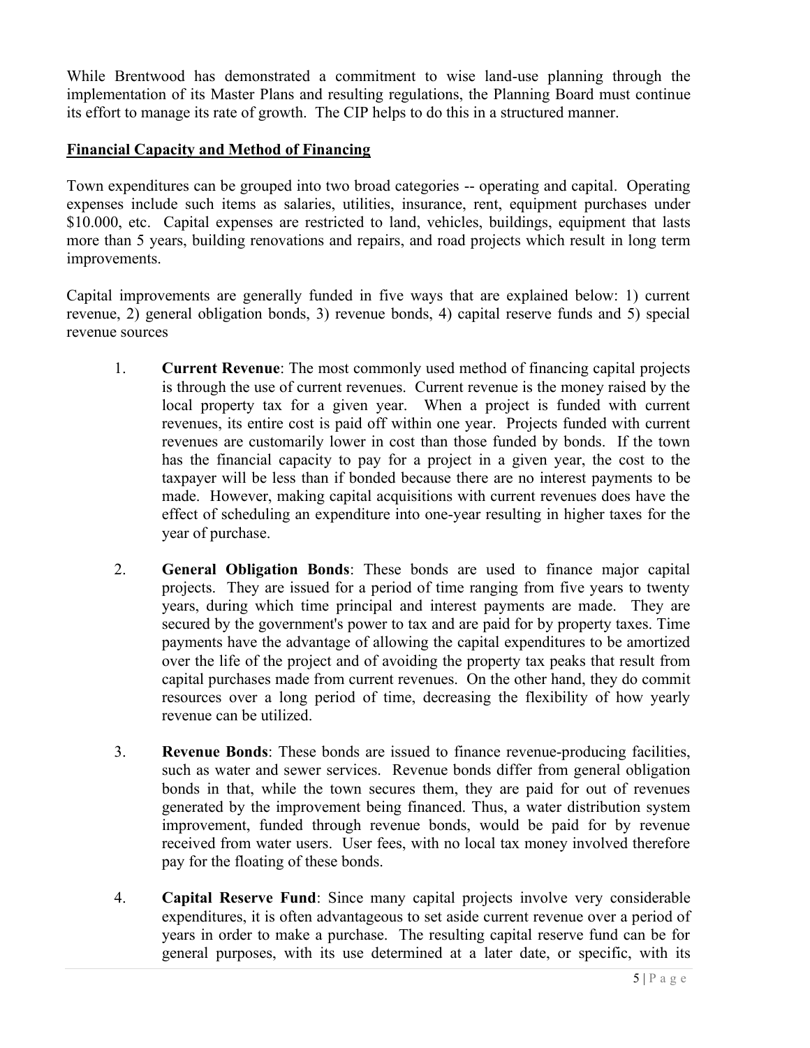While Brentwood has demonstrated a commitment to wise land-use planning through the implementation of its Master Plans and resulting regulations, the Planning Board must continue its effort to manage its rate of growth. The CIP helps to do this in a structured manner.

## Financial Capacity and Method of Financing

Town expenditures can be grouped into two broad categories -- operating and capital. Operating expenses include such items as salaries, utilities, insurance, rent, equipment purchases under $10.000, etc. Capital expenses are restricted to land, vehicles, buildings, equipment that lasts more than 5 years, building renovations and repairs, and road projects which result in long term improvements.

Capital improvements are generally funded in five ways that are explained below: 1) current revenue, 2) general obligation bonds, 3) revenue bonds, 4) capital reserve funds and 5) special revenue sources

1. **Current Revenue**: The most commonly used method of financing capital projects is through the use of current revenues. Current revenue is the money raised by the local property tax for a given year. When a project is funded with current revenues, its entire cost is paid off within one year. Projects funded with current revenues are customarily lower in cost than those funded by bonds. If the town has the financial capacity to pay for a project in a given year, the cost to the taxpayer will be less than if bonded because there are no interest payments to be made. However, making capital acquisitions with current revenues does have the effect of scheduling an expenditure into one-year resulting in higher taxes for the year of purchase.

2. **General Obligation Bonds**: These bonds are used to finance major capital projects. They are issued for a period of time ranging from five years to twenty years, during which time principal and interest payments are made. They are secured by the government's power to tax and are paid for by property taxes. Time payments have the advantage of allowing the capital expenditures to be amortized over the life of the project and of avoiding the property tax peaks that result from capital purchases made from current revenues. On the other hand, they do commit resources over a long period of time, decreasing the flexibility of how yearly revenue can be utilized.

3. **Revenue Bonds**: These bonds are issued to finance revenue-producing facilities, such as water and sewer services. Revenue bonds differ from general obligation bonds in that, while the town secures them, they are paid for out of revenues generated by the improvement being financed. Thus, a water distribution system improvement, funded through revenue bonds, would be paid for by revenue received from water users. User fees, with no local tax money involved therefore pay for the floating of these bonds.

4. **Capital Reserve Fund**: Since many capital projects involve very considerable expenditures, it is often advantageous to set aside current revenue over a period of years in order to make a purchase. The resulting capital reserve fund can be for general purposes, with its use determined at a later date, or specific, with its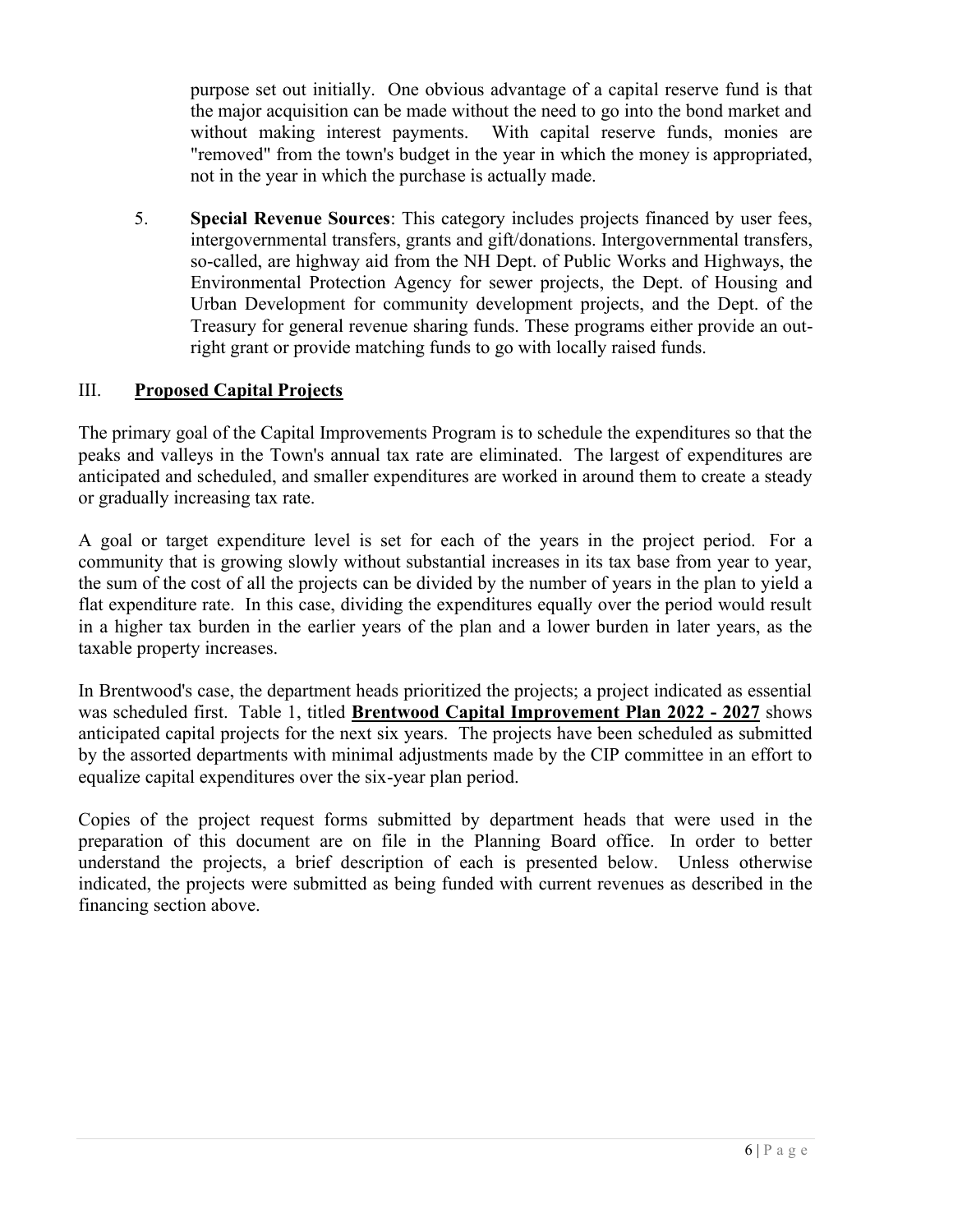purpose set out initially. One obvious advantage of a capital reserve fund is that the major acquisition can be made without the need to go into the bond market and without making interest payments. With capital reserve funds, monies are "removed" from the town's budget in the year in which the money is appropriated, not in the year in which the purchase is actually made.

5. **Special Revenue Sources**: This category includes projects financed by user fees, intergovernmental transfers, grants and gift/donations. Intergovernmental transfers, so-called, are highway aid from the NH Dept. of Public Works and Highways, the Environmental Protection Agency for sewer projects, the Dept. of Housing and Urban Development for community development projects, and the Dept. of the Treasury for general revenue sharing funds. These programs either provide an out-right grant or provide matching funds to go with locally raised funds.

## III. **Proposed Capital Projects**

The primary goal of the Capital Improvements Program is to schedule the expenditures so that the peaks and valleys in the Town's annual tax rate are eliminated. The largest of expenditures are anticipated and scheduled, and smaller expenditures are worked in around them to create a steady or gradually increasing tax rate.

A goal or target expenditure level is set for each of the years in the project period. For a community that is growing slowly without substantial increases in its tax base from year to year, the sum of the cost of all the projects can be divided by the number of years in the plan to yield a flat expenditure rate. In this case, dividing the expenditures equally over the period would result in a higher tax burden in the earlier years of the plan and a lower burden in later years, as the taxable property increases.

In Brentwood's case, the department heads prioritized the projects; a project indicated as essential was scheduled first. Table 1, titled **Brentwood Capital Improvement Plan 2022 - 2027** shows anticipated capital projects for the next six years. The projects have been scheduled as submitted by the assorted departments with minimal adjustments made by the CIP committee in an effort to equalize capital expenditures over the six-year plan period.

Copies of the project request forms submitted by department heads that were used in the preparation of this document are on file in the Planning Board office. In order to better understand the projects, a brief description of each is presented below. Unless otherwise indicated, the projects were submitted as being funded with current revenues as described in the financing section above.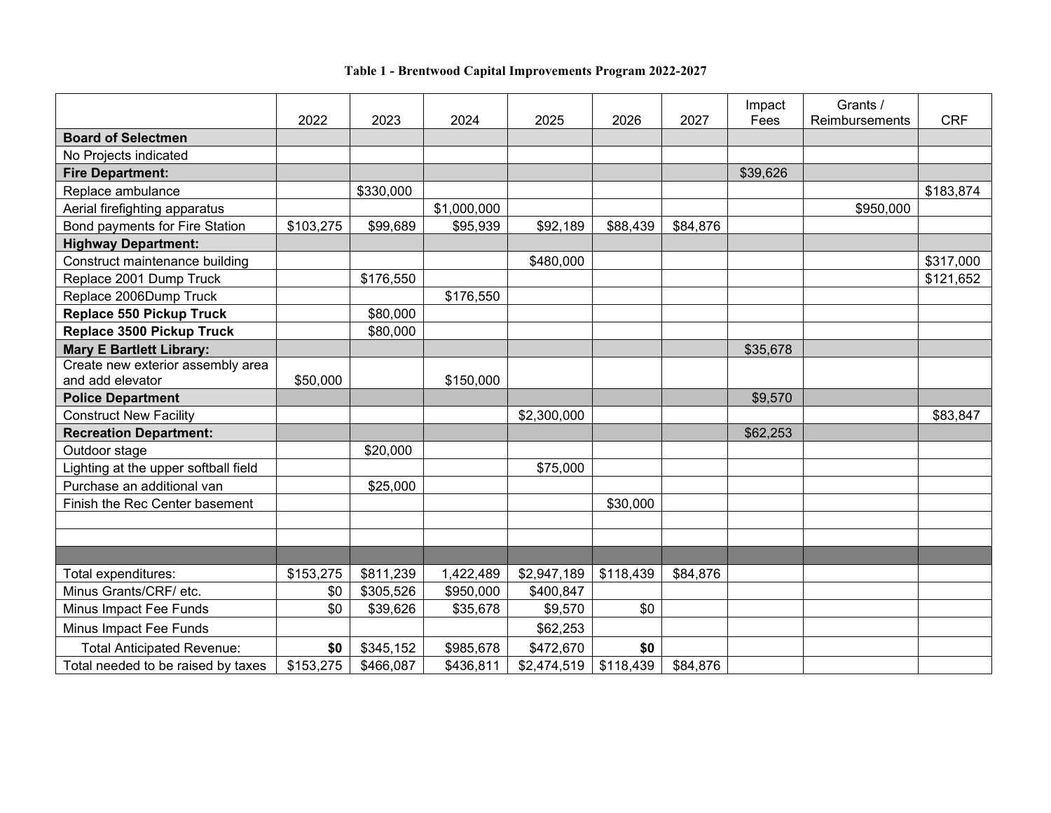**Table 1 - Brentwood Capital Improvements Program 2022-2027**

| | 2022 | 2023 | 2024 | 2025 | 2026 | 2027 | Impact Fees | Grants / Reimbursements | CRF |
|---|---|---|---|---|---|---|---|---|---|
| **Board of Selectmen** | | | | | | | | | |
| No Projects indicated | | | | | | | | | |
| **Fire Department:** | | | | | | | $39,626 | | |
| Replace ambulance | | $330,000 | | | | | | | $183,874 |
| Aerial firefighting apparatus | | | $1,000,000 | | | | | $950,000 | |
| Bond payments for Fire Station | $103,275 | $99,689 | $95,939 | $92,189 | $88,439 | $84,876 | | | |
| **Highway Department:** | | | | | | | | | |
| Construct maintenance building | | | | $480,000 | | | | | $317,000 |
| Replace 2001 Dump Truck | | $176,550 | | | | | | | $121,652 |
| Replace 2006Dump Truck | | | $176,550 | | | | | | |
| **Replace 550 Pickup Truck** | | $80,000 | | | | | | | |
| **Replace 3500 Pickup Truck** | | $80,000 | | | | | | | |
| **Mary E Bartlett Library:** | | | | | | | $35,678 | | |
| Create new exterior assembly area and add elevator | $50,000 | | $150,000 | | | | | | |
| **Police Department** | | | | | | | $9,570 | | |
| Construct New Facility | | | | $2,300,000 | | | | | $83,847 |
| **Recreation Department:** | | | | | | | $62,253 | | |
| Outdoor stage | | $20,000 | | | | | | | |
| Lighting at the upper softball field | | | | $75,000 | | | | | |
| Purchase an additional van | | $25,000 | | | | | | | |
| Finish the Rec Center basement | | | | | $30,000 | | | | |
| | | | | | | | | | |
| | | | | | | | | | |
| | | | | | | | | | |
| Total expenditures: | $153,275 | $811,239 | 1,422,489 | $2,947,189 | $118,439 | $84,876 | | | |
| Minus Grants/CRF/ etc. | $0 | $305,526 | $950,000 | $400,847 | | | | | |
| Minus Impact Fee Funds | $0 | $39,626 | $35,678 | $9,570 | $0 | | | | |
| Minus Impact Fee Funds | | | | $62,253 | | | | | |
| Total Anticipated Revenue: | **$0** | $345,152 | $985,678 | $472,670 | **$0** | | | | |
| Total needed to be raised by taxes | $153,275 | $466,087 | $436,811 | $2,474,519 | $118,439 | $84,876 | | | |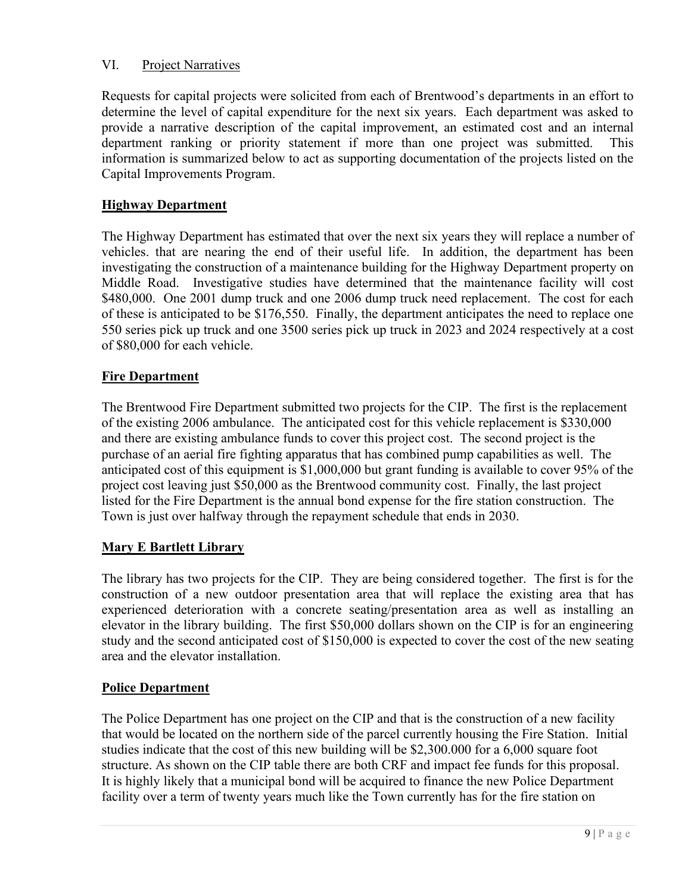## VI. Project Narratives

Requests for capital projects were solicited from each of Brentwood's departments in an effort to determine the level of capital expenditure for the next six years. Each department was asked to provide a narrative description of the capital improvement, an estimated cost and an internal department ranking or priority statement if more than one project was submitted. This information is summarized below to act as supporting documentation of the projects listed on the Capital Improvements Program.

### Highway Department

The Highway Department has estimated that over the next six years they will replace a number of vehicles. that are nearing the end of their useful life. In addition, the department has been investigating the construction of a maintenance building for the Highway Department property on Middle Road. Investigative studies have determined that the maintenance facility will cost $480,000. One 2001 dump truck and one 2006 dump truck need replacement. The cost for each of these is anticipated to be $176,550. Finally, the department anticipates the need to replace one 550 series pick up truck and one 3500 series pick up truck in 2023 and 2024 respectively at a cost of $80,000 for each vehicle.

### Fire Department

The Brentwood Fire Department submitted two projects for the CIP. The first is the replacement of the existing 2006 ambulance. The anticipated cost for this vehicle replacement is $330,000 and there are existing ambulance funds to cover this project cost. The second project is the purchase of an aerial fire fighting apparatus that has combined pump capabilities as well. The anticipated cost of this equipment is $1,000,000 but grant funding is available to cover 95% of the project cost leaving just $50,000 as the Brentwood community cost. Finally, the last project listed for the Fire Department is the annual bond expense for the fire station construction. The Town is just over halfway through the repayment schedule that ends in 2030.

### Mary E Bartlett Library

The library has two projects for the CIP. They are being considered together. The first is for the construction of a new outdoor presentation area that will replace the existing area that has experienced deterioration with a concrete seating/presentation area as well as installing an elevator in the library building. The first $50,000 dollars shown on the CIP is for an engineering study and the second anticipated cost of $150,000 is expected to cover the cost of the new seating area and the elevator installation.

### Police Department

The Police Department has one project on the CIP and that is the construction of a new facility that would be located on the northern side of the parcel currently housing the Fire Station. Initial studies indicate that the cost of this new building will be $2,300.000 for a 6,000 square foot structure. As shown on the CIP table there are both CRF and impact fee funds for this proposal. It is highly likely that a municipal bond will be acquired to finance the new Police Department facility over a term of twenty years much like the Town currently has for the fire station on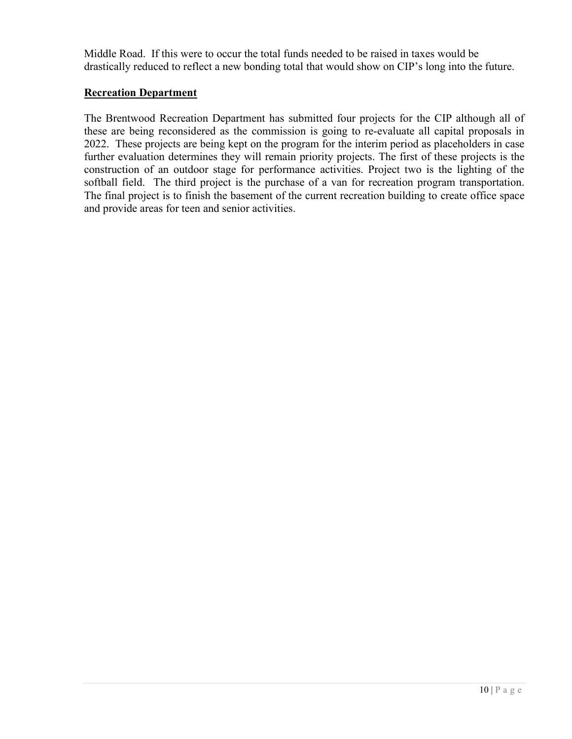Middle Road. If this were to occur the total funds needed to be raised in taxes would be drastically reduced to reflect a new bonding total that would show on CIP's long into the future.

## Recreation Department

The Brentwood Recreation Department has submitted four projects for the CIP although all of these are being reconsidered as the commission is going to re-evaluate all capital proposals in 2022. These projects are being kept on the program for the interim period as placeholders in case further evaluation determines they will remain priority projects. The first of these projects is the construction of an outdoor stage for performance activities. Project two is the lighting of the softball field. The third project is the purchase of a van for recreation program transportation. The final project is to finish the basement of the current recreation building to create office space and provide areas for teen and senior activities.